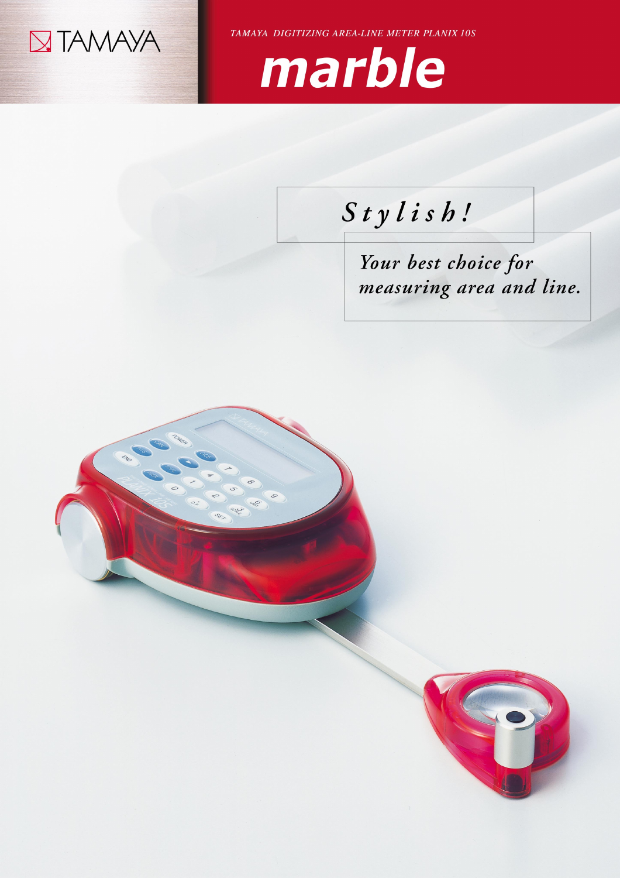TAMAYA

*TAMAYA DIGITIZING AREA-LINE METER PLANIX 10S*

# marble

*Stylish!*

*Your best choice for measuring area and line.*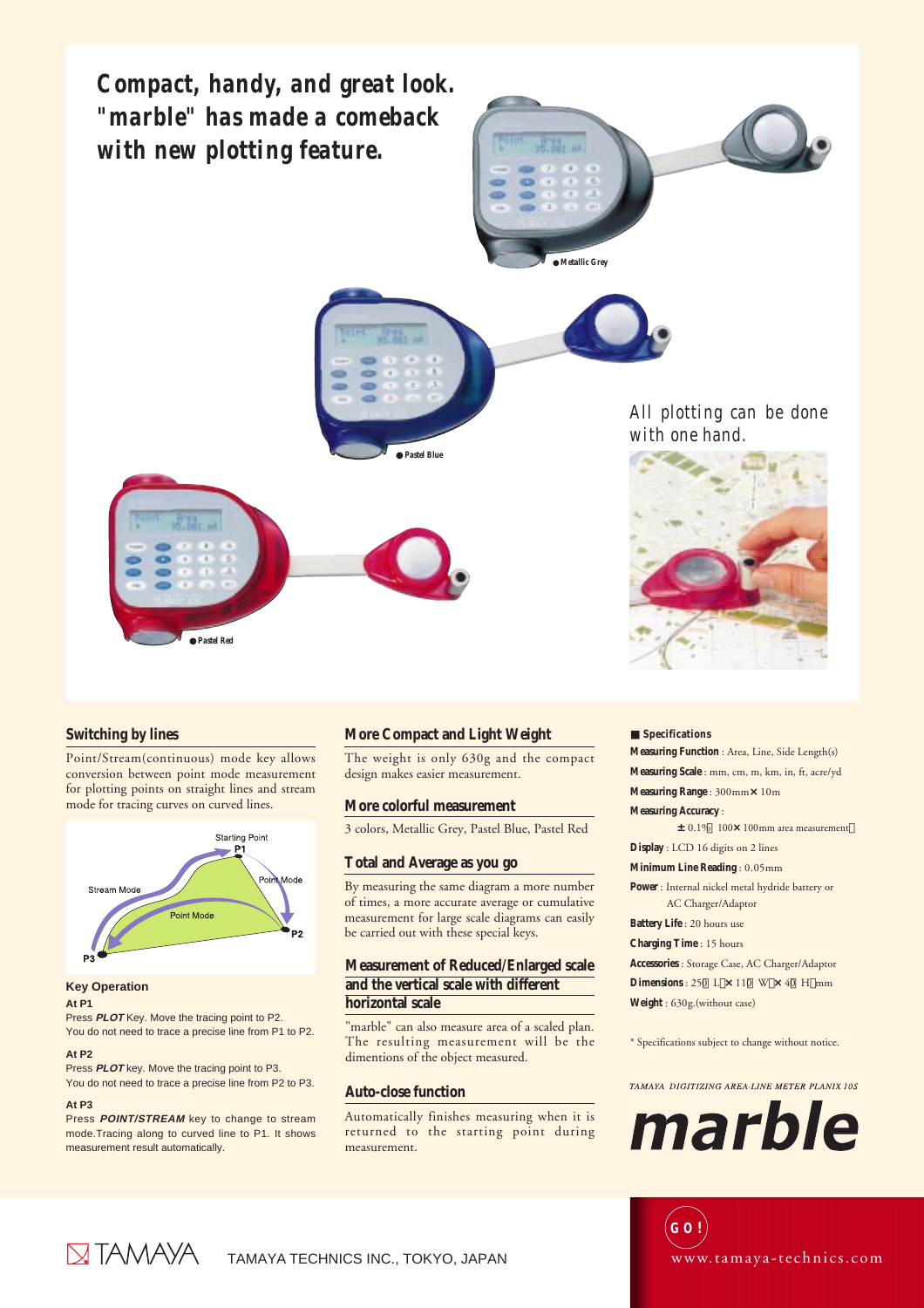# Compact, handy, and great look. "marble" has made a comeback with new plotting feature.

● Metallic Grey

● Pastel Blue

● Pastel Red

All plotting can be done with one hand.

## Switching by lines

Point/Stream(continuous) mode key allows conversion between point mode measurement for plotting points on straight lines and stream mode for tracing curves on curved lines.

Starting Point
P1
Point Mode
Stream Mode
Point Mode
P2
P3

### Key Operation

**At P1**

Press ***PLOT*** Key. Move the tracing point to P2.
You do not need to trace a precise line from P1 to P2.

**At P2**

Press ***PLOT*** key. Move the tracing point to P3.
You do not need to trace a precise line from P2 to P3.

**At P3**

Press ***POINT/STREAM*** key to change to stream mode.Tracing along to curved line to P1. It shows measurement result automatically.

## More Compact and Light Weight

The weight is only 630g and the compact design makes easier measurement.

## More colorful measurement

3 colors, Metallic Grey, Pastel Blue, Pastel Red

## Total and Average as you go

By measuring the same diagram a more number of times, a more accurate average or cumulative measurement for large scale diagrams can easily be carried out with these special keys.

## Measurement of Reduced/Enlarged scale and the vertical scale with different horizontal scale

"marble" can also measure area of a scaled plan. The resulting measurement will be the dimentions of the object measured.

## Auto-close function

Automatically finishes measuring when it is returned to the starting point during measurement.

## ■ Specifications

**Measuring Function** : Area, Line, Side Length(s)

**Measuring Scale** : mm, cm, m, km, in, ft, acre/yd

**Measuring Range** : 300mm× 10m

**Measuring Accuracy** :
± 0.1%（100× 100mm area measurement）

**Display** : LCD 16 digits on 2 lines

**Minimum Line Reading** : 0.05mm

**Power** : Internal nickel metal hydride battery or AC Charger/Adaptor

**Battery Life** : 20 hours use

**Charging Time** : 15 hours

**Accessories** : Storage Case, AC Charger/Adaptor

**Dimensions** : 250（L）× 110（W）× 40（H）mm

**Weight** : 630g.(without case)

\* Specifications subject to change without notice.

*TAMAYA DIGITIZING AREA-LINE METER PLANIX 10S*

# marble

TAMAYA

TAMAYA TECHNICS INC., TOKYO, JAPAN

GO!

www.tamaya-technics.com